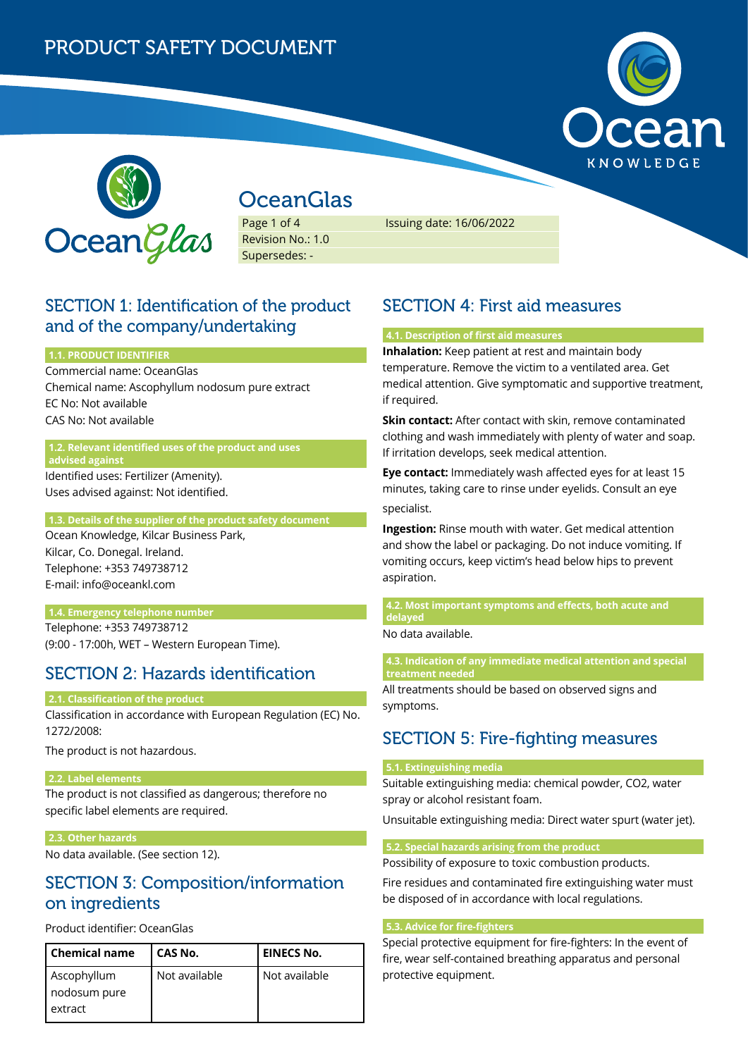PRODUCT SAFETY DOCUMENT

# OceanGlas

Page 1 of 4 Issuing date: 16/06/2022
Revision No.: 1.0
Supersedes: -

## SECTION 1: Identification of the product and of the company/undertaking

### 1.1. PRODUCT IDENTIFIER

Commercial name: OceanGlas
Chemical name: Ascophyllum nodosum pure extract
EC No: Not available
CAS No: Not available

### 1.2. Relevant identified uses of the product and uses advised against

Identified uses: Fertilizer (Amenity).
Uses advised against: Not identified.

### 1.3. Details of the supplier of the product safety document

Ocean Knowledge, Kilcar Business Park,
Kilcar, Co. Donegal. Ireland.
Telephone: +353 749738712
E-mail: info@oceankl.com

### 1.4. Emergency telephone number

Telephone: +353 749738712
(9:00 - 17:00h, WET – Western European Time).

## SECTION 2: Hazards identification

### 2.1. Classification of the product

Classification in accordance with European Regulation (EC) No. 1272/2008:

The product is not hazardous.

### 2.2. Label elements

The product is not classified as dangerous; therefore no specific label elements are required.

### 2.3. Other hazards

No data available. (See section 12).

## SECTION 3: Composition/information on ingredients

Product identifier: OceanGlas

| Chemical name | CAS No. | EINECS No. |
|---|---|---|
| Ascophyllum nodosum pure extract | Not available | Not available |

## SECTION 4: First aid measures

### 4.1. Description of first aid measures

**Inhalation:** Keep patient at rest and maintain body temperature. Remove the victim to a ventilated area. Get medical attention. Give symptomatic and supportive treatment, if required.

**Skin contact:** After contact with skin, remove contaminated clothing and wash immediately with plenty of water and soap. If irritation develops, seek medical attention.

**Eye contact:** Immediately wash affected eyes for at least 15 minutes, taking care to rinse under eyelids. Consult an eye specialist.

**Ingestion:** Rinse mouth with water. Get medical attention and show the label or packaging. Do not induce vomiting. If vomiting occurs, keep victim's head below hips to prevent aspiration.

### 4.2. Most important symptoms and effects, both acute and delayed

No data available.

### 4.3. Indication of any immediate medical attention and special treatment needed

All treatments should be based on observed signs and symptoms.

## SECTION 5: Fire-fighting measures

### 5.1. Extinguishing media

Suitable extinguishing media: chemical powder, $CO_2$, water spray or alcohol resistant foam.

Unsuitable extinguishing media: Direct water spurt (water jet).

### 5.2. Special hazards arising from the product

Possibility of exposure to toxic combustion products.

Fire residues and contaminated fire extinguishing water must be disposed of in accordance with local regulations.

### 5.3. Advice for fire-fighters

Special protective equipment for fire-fighters: In the event of fire, wear self-contained breathing apparatus and personal protective equipment.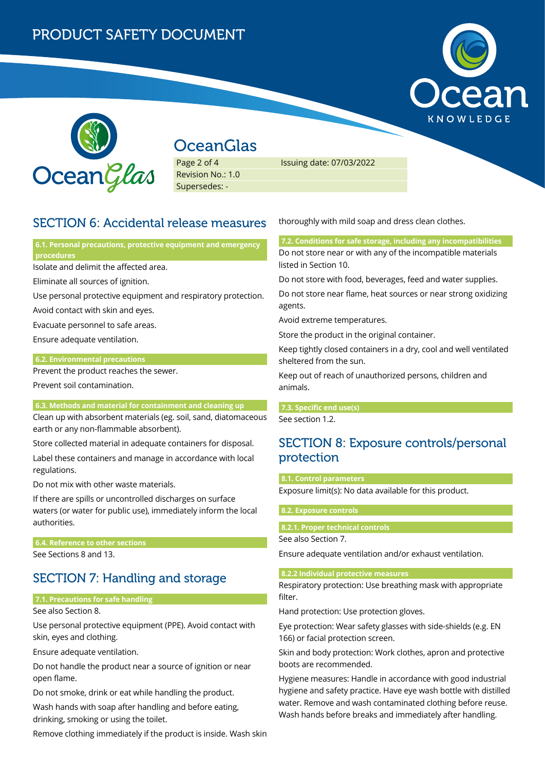## SECTION 6: Accidental release measures

### 6.1. Personal precautions, protective equipment and emergency procedures

Isolate and delimit the affected area.

Eliminate all sources of ignition.

Use personal protective equipment and respiratory protection.

Avoid contact with skin and eyes.

Evacuate personnel to safe areas.

Ensure adequate ventilation.

### 6.2. Environmental precautions

Prevent the product reaches the sewer.

Prevent soil contamination.

### 6.3. Methods and material for containment and cleaning up

Clean up with absorbent materials (eg. soil, sand, diatomaceous earth or any non-flammable absorbent).

Store collected material in adequate containers for disposal.

Label these containers and manage in accordance with local regulations.

Do not mix with other waste materials.

If there are spills or uncontrolled discharges on surface waters (or water for public use), immediately inform the local authorities.

### 6.4. Reference to other sections

See Sections 8 and 13.

## SECTION 7: Handling and storage

### 7.1. Precautions for safe handling

See also Section 8.

Use personal protective equipment (PPE). Avoid contact with skin, eyes and clothing.

Ensure adequate ventilation.

Do not handle the product near a source of ignition or near open flame.

Do not smoke, drink or eat while handling the product.

Wash hands with soap after handling and before eating, drinking, smoking or using the toilet.

Remove clothing immediately if the product is inside. Wash skin thoroughly with mild soap and dress clean clothes.

### 7.2. Conditions for safe storage, including any incompatibilities

Do not store near or with any of the incompatible materials listed in Section 10.

Do not store with food, beverages, feed and water supplies.

Do not store near flame, heat sources or near strong oxidizing agents.

Avoid extreme temperatures.

Store the product in the original container.

Keep tightly closed containers in a dry, cool and well ventilated sheltered from the sun.

Keep out of reach of unauthorized persons, children and animals.

### 7.3. Specific end use(s)

See section 1.2.

## SECTION 8: Exposure controls/personal protection

### 8.1. Control parameters

Exposure limit(s): No data available for this product.

### 8.2. Exposure controls

#### 8.2.1. Proper technical controls

See also Section 7.

Ensure adequate ventilation and/or exhaust ventilation.

#### 8.2.2 Individual protective measures

Respiratory protection: Use breathing mask with appropriate filter.

Hand protection: Use protection gloves.

Eye protection: Wear safety glasses with side-shields (e.g. EN 166) or facial protection screen.

Skin and body protection: Work clothes, apron and protective boots are recommended.

Hygiene measures: Handle in accordance with good industrial hygiene and safety practice. Have eye wash bottle with distilled water. Remove and wash contaminated clothing before reuse. Wash hands before breaks and immediately after handling.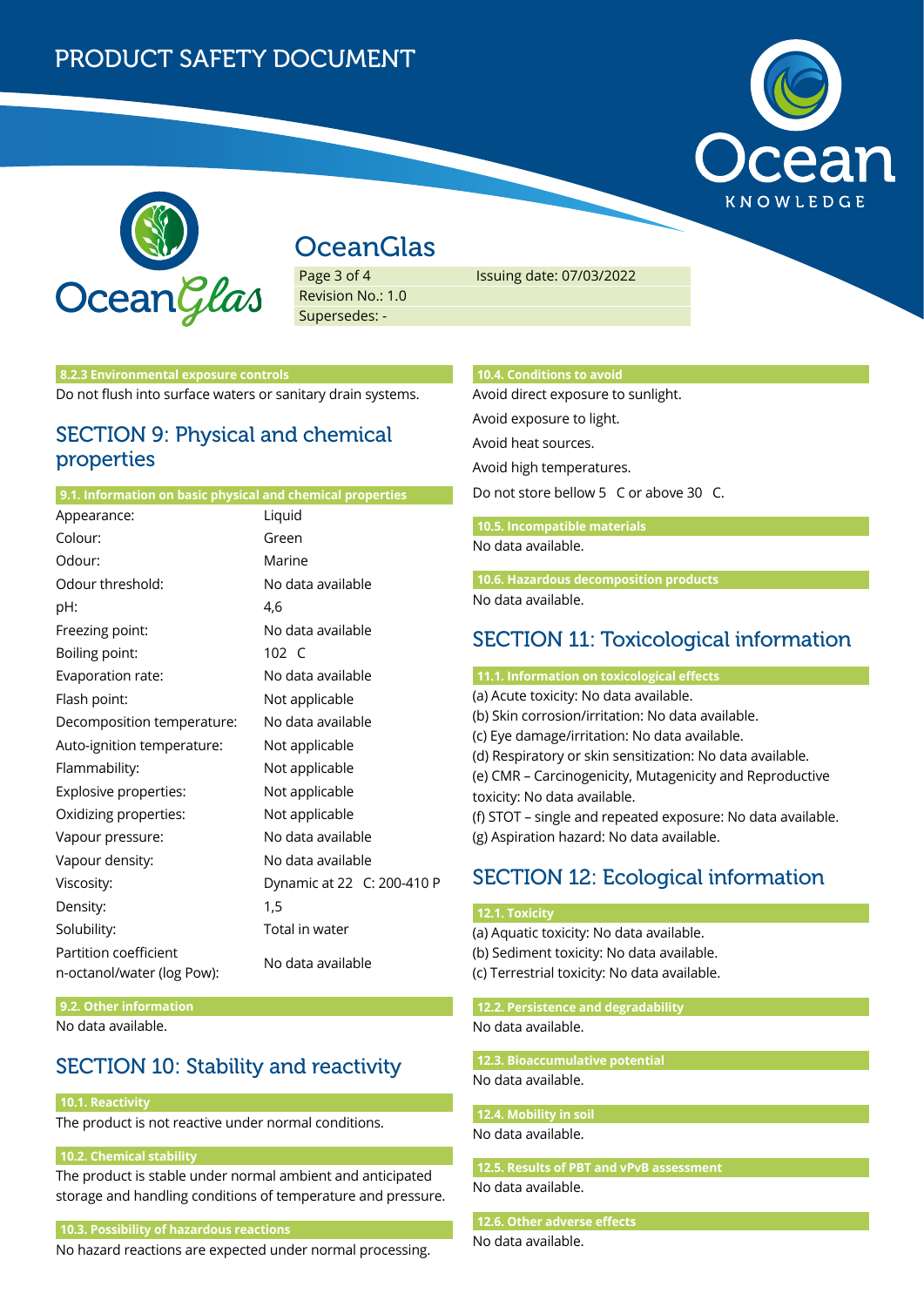#### 8.2.3 Environmental exposure controls

Do not flush into surface waters or sanitary drain systems.

## SECTION 9: Physical and chemical properties

#### 9.1. Information on basic physical and chemical properties

| | |
|---|---|
| Appearance: | Liquid |
| Colour: | Green |
| Odour: | Marine |
| Odour threshold: | No data available |
| pH: | 4,6 |
| Freezing point: | No data available |
| Boiling point: | 102 C |
| Evaporation rate: | No data available |
| Flash point: | Not applicable |
| Decomposition temperature: | No data available |
| Auto-ignition temperature: | Not applicable |
| Flammability: | Not applicable |
| Explosive properties: | Not applicable |
| Oxidizing properties: | Not applicable |
| Vapour pressure: | No data available |
| Vapour density: | No data available |
| Viscosity: | Dynamic at 22 C: 200-410 P |
| Density: | 1,5 |
| Solubility: | Total in water |
| Partition coefficient n-octanol/water (log Pow): | No data available |

#### 9.2. Other information

No data available.

## SECTION 10: Stability and reactivity

#### 10.1. Reactivity

The product is not reactive under normal conditions.

#### 10.2. Chemical stability

The product is stable under normal ambient and anticipated storage and handling conditions of temperature and pressure.

#### 10.3. Possibility of hazardous reactions

No hazard reactions are expected under normal processing.

#### 10.4. Conditions to avoid

Avoid direct exposure to sunlight.

Avoid exposure to light.

Avoid heat sources.

Avoid high temperatures.

Do not store bellow 5 C or above 30 C.

#### 10.5. Incompatible materials

No data available.

#### 10.6. Hazardous decomposition products

No data available.

## SECTION 11: Toxicological information

#### 11.1. Information on toxicological effects

(a) Acute toxicity: No data available.
(b) Skin corrosion/irritation: No data available.
(c) Eye damage/irritation: No data available.
(d) Respiratory or skin sensitization: No data available.
(e) CMR – Carcinogenicity, Mutagenicity and Reproductive toxicity: No data available.
(f) STOT – single and repeated exposure: No data available.
(g) Aspiration hazard: No data available.

## SECTION 12: Ecological information

#### 12.1. Toxicity

(a) Aquatic toxicity: No data available.
(b) Sediment toxicity: No data available.
(c) Terrestrial toxicity: No data available.

#### 12.2. Persistence and degradability

No data available.

#### 12.3. Bioaccumulative potential

No data available.

#### 12.4. Mobility in soil

No data available.

#### 12.5. Results of PBT and vPvB assessment

No data available.

#### 12.6. Other adverse effects

No data available.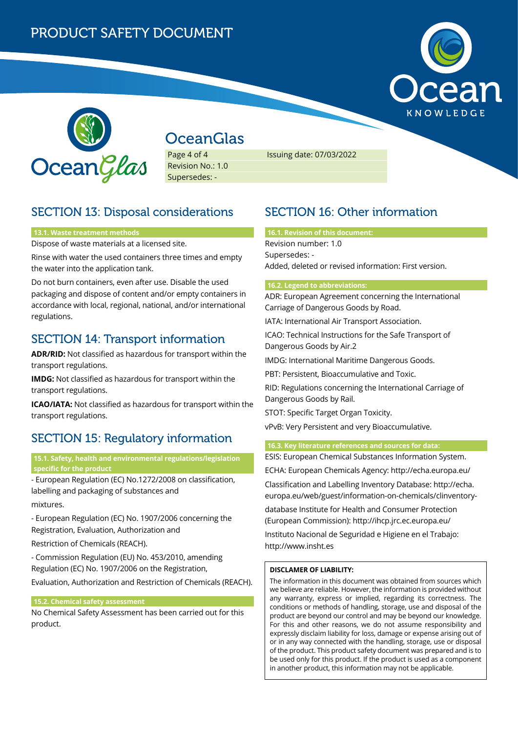# OceanGlas

Page 4 of 4 Issuing date: 07/03/2022
Revision No.: 1.0
Supersedes: -

## SECTION 13: Disposal considerations

### 13.1. Waste treatment methods

Dispose of waste materials at a licensed site.

Rinse with water the used containers three times and empty the water into the application tank.

Do not burn containers, even after use. Disable the used packaging and dispose of content and/or empty containers in accordance with local, regional, national, and/or international regulations.

## SECTION 14: Transport information

**ADR/RID:** Not classified as hazardous for transport within the transport regulations.

**IMDG:** Not classified as hazardous for transport within the transport regulations.

**ICAO/IATA:** Not classified as hazardous for transport within the transport regulations.

## SECTION 15: Regulatory information

### 15.1. Safety, health and environmental regulations/legislation specific for the product

- European Regulation (EC) No.1272/2008 on classification, labelling and packaging of substances and mixtures.

- European Regulation (EC) No. 1907/2006 concerning the Registration, Evaluation, Authorization and Restriction of Chemicals (REACH).

- Commission Regulation (EU) No. 453/2010, amending Regulation (EC) No. 1907/2006 on the Registration, Evaluation, Authorization and Restriction of Chemicals (REACH).

### 15.2. Chemical safety assessment

No Chemical Safety Assessment has been carried out for this product.

## SECTION 16: Other information

### 16.1. Revision of this document:

Revision number: 1.0
Supersedes: -
Added, deleted or revised information: First version.

### 16.2. Legend to abbreviations:

ADR: European Agreement concerning the International Carriage of Dangerous Goods by Road.

IATA: International Air Transport Association.

ICAO: Technical Instructions for the Safe Transport of Dangerous Goods by Air.2

IMDG: International Maritime Dangerous Goods.

PBT: Persistent, Bioaccumulative and Toxic.

RID: Regulations concerning the International Carriage of Dangerous Goods by Rail.

STOT: Specific Target Organ Toxicity.

vPvB: Very Persistent and very Bioaccumulative.

### 16.3. Key literature references and sources for data:

ESIS: European Chemical Substances Information System.

ECHA: European Chemicals Agency: http://echa.europa.eu/

Classification and Labelling Inventory Database: http://echa.europa.eu/web/guest/information-on-chemicals/clinventory-

database Institute for Health and Consumer Protection (European Commission): http://ihcp.jrc.ec.europa.eu/

Instituto Nacional de Seguridad e Higiene en el Trabajo: http://www.insht.es

**DISCLAMER OF LIABILITY:**

The information in this document was obtained from sources which we believe are reliable. However, the information is provided without any warranty, express or implied, regarding its correctness. The conditions or methods of handling, storage, use and disposal of the product are beyond our control and may be beyond our knowledge. For this and other reasons, we do not assume responsibility and expressly disclaim liability for loss, damage or expense arising out of or in any way connected with the handling, storage, use or disposal of the product. This product safety document was prepared and is to be used only for this product. If the product is used as a component in another product, this information may not be applicable.